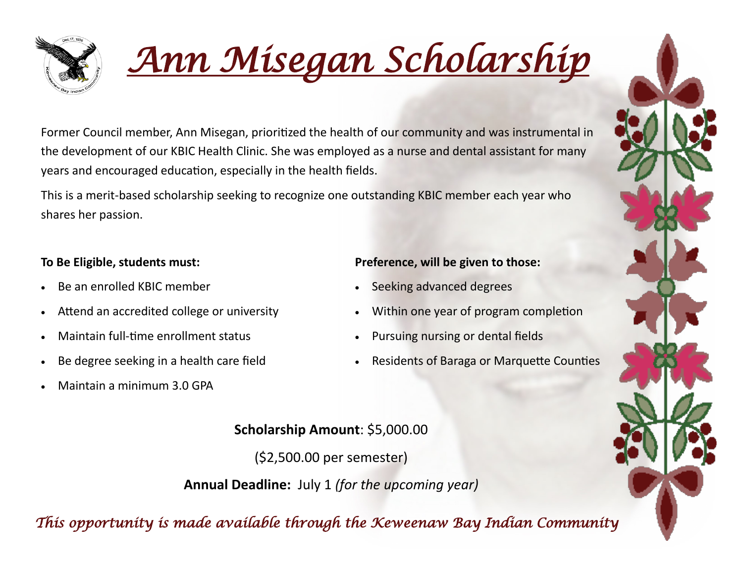# Ann Misegan Scholarship

Former Council member, Ann Misegan, prioritized the health of our community and was instrumental in the development of our KBIC Health Clinic. She was employed as a nurse and dental assistant for many years and encouraged education, especially in the health fields.

This is a merit-based scholarship seeking to recognize one outstanding KBIC member each year who shares her passion.

**To Be Eligible, students must:**

- Be an enrolled KBIC member
- Attend an accredited college or university
- Maintain full-time enrollment status
- Be degree seeking in a health care field
- Maintain a minimum 3.0 GPA

**Preference, will be given to those:**

- Seeking advanced degrees
- Within one year of program completion
- Pursuing nursing or dental fields
- Residents of Baraga or Marquette Counties

**Scholarship Amount**: $5,000.00

($2,500.00 per semester)

**Annual Deadline:** July 1 *(for the upcoming year)*

*This opportunity is made available through the Keweenaw Bay Indian Community*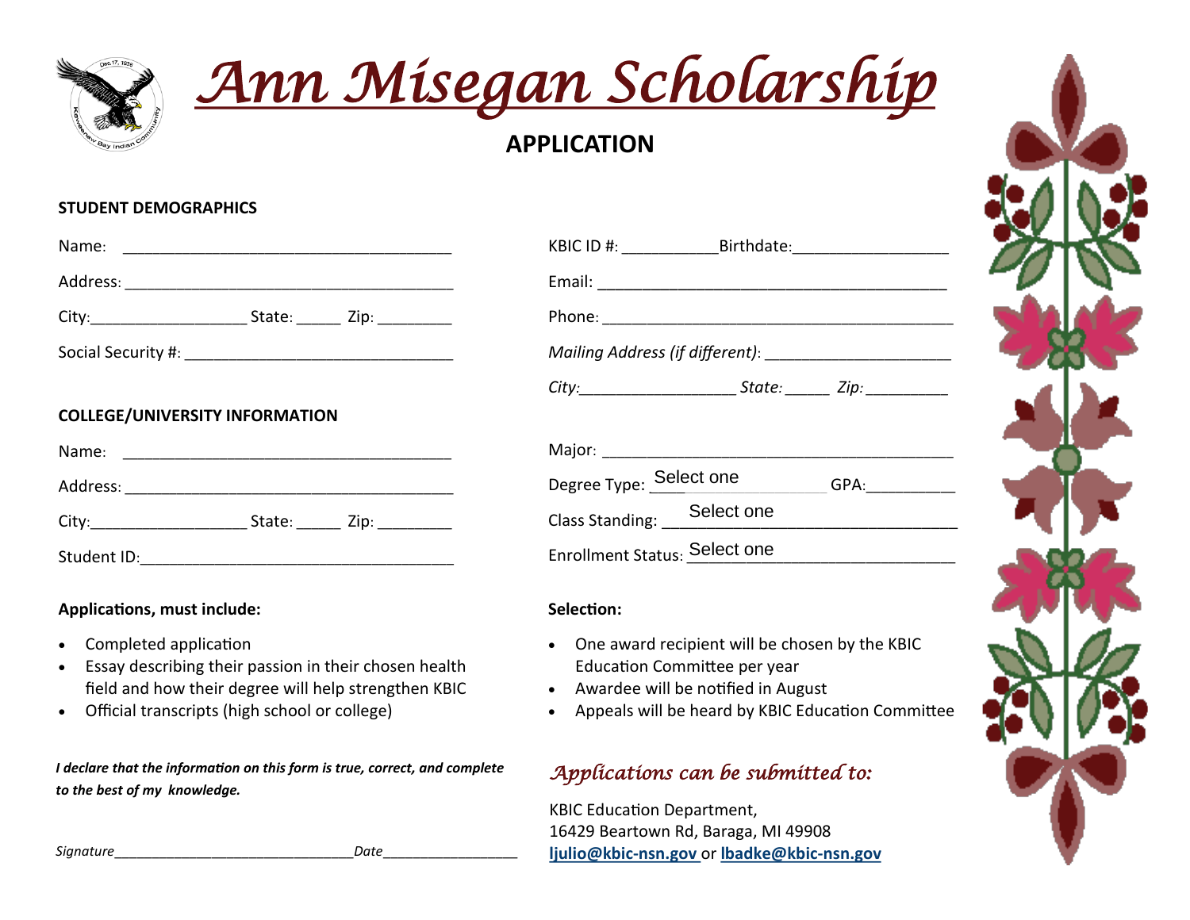# Ann Misegan Scholarship

## APPLICATION

### STUDENT DEMOGRAPHICS

Name: ______________________________________

Address: ____________________________________

City:________________ State: _____ Zip: ________

Social Security #: ____________________________

KBIC ID #: __________Birthdate:________________

Email: _____________________________________

Phone: _____________________________________

*Mailing Address (if different)*: ___________________

*City*:________________ *State*: _____ *Zip*: _________

### COLLEGE/UNIVERSITY INFORMATION

Name: ______________________________________

Address: ____________________________________

City:________________ State: _____ Zip: ________

Student ID:__________________________________

Major: ______________________________________

Degree Type: Select one GPA:__________

Class Standing: Select one

Enrollment Status: Select one

**Applications, must include:**

- Completed application
- Essay describing their passion in their chosen health field and how their degree will help strengthen KBIC
- Official transcripts (high school or college)

**Selection:**

- One award recipient will be chosen by the KBIC Education Committee per year
- Awardee will be notified in August
- Appeals will be heard by KBIC Education Committee

***I declare that the information on this form is true, correct, and complete to the best of my knowledge.***

*Signature*______________________________*Date*________________

*Applications can be submitted to:*

KBIC Education Department,
16429 Beartown Rd, Baraga, MI 49908
**ljulio@kbic-nsn.gov** or **lbadke@kbic-nsn.gov**